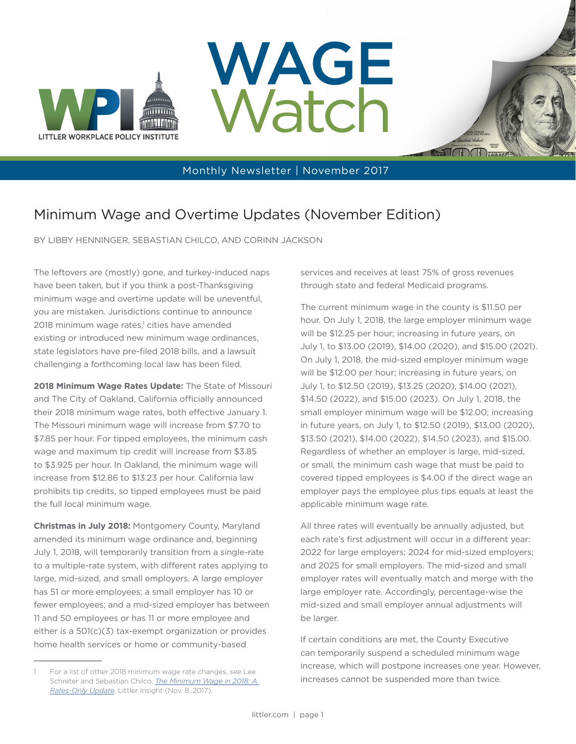# WAGE Watch

LITTLER WORKPLACE POLICY INSTITUTE

Monthly Newsletter | November 2017

## Minimum Wage and Overtime Updates (November Edition)

BY LIBBY HENNINGER, SEBASTIAN CHILCO, AND CORINN JACKSON

The leftovers are (mostly) gone, and turkey-induced naps have been taken, but if you think a post-Thanksgiving minimum wage and overtime update will be uneventful, you are mistaken. Jurisdictions continue to announce 2018 minimum wage rates,[1] cities have amended existing or introduced new minimum wage ordinances, state legislators have pre-filed 2018 bills, and a lawsuit challenging a forthcoming local law has been filed.

**2018 Minimum Wage Rates Update:** The State of Missouri and The City of Oakland, California officially announced their 2018 minimum wage rates, both effective January 1. The Missouri minimum wage will increase from $7.70 to $7.85 per hour. For tipped employees, the minimum cash wage and maximum tip credit will increase from $3.85 to $3.925 per hour. In Oakland, the minimum wage will increase from $12.86 to $13.23 per hour. California law prohibits tip credits, so tipped employees must be paid the full local minimum wage.

**Christmas in July 2018:** Montgomery County, Maryland amended its minimum wage ordinance and, beginning July 1, 2018, will temporarily transition from a single-rate to a multiple-rate system, with different rates applying to large, mid-sized, and small employers. A large employer has 51 or more employees; a small employer has 10 or fewer employees; and a mid-sized employer has between 11 and 50 employees or has 11 or more employee and either is a 501(c)(3) tax-exempt organization or provides home health services or home or community-based services and receives at least 75% of gross revenues through state and federal Medicaid programs.

The current minimum wage in the county is $11.50 per hour. On July 1, 2018, the large employer minimum wage will be $12.25 per hour; increasing in future years, on July 1, to $13.00 (2019), $14.00 (2020), and $15.00 (2021). On July 1, 2018, the mid-sized employer minimum wage will be $12.00 per hour; increasing in future years, on July 1, to $12.50 (2019), $13.25 (2020), $14.00 (2021), $14.50 (2022), and $15.00 (2023). On July 1, 2018, the small employer minimum wage will be $12.00; increasing in future years, on July 1, to $12.50 (2019), $13.00 (2020), $13.50 (2021), $14.00 (2022), $14.50 (2023), and $15.00. Regardless of whether an employer is large, mid-sized, or small, the minimum cash wage that must be paid to covered tipped employees is $4.00 if the direct wage an employer pays the employee plus tips equals at least the applicable minimum wage rate.

All three rates will eventually be annually adjusted, but each rate's first adjustment will occur in a different year: 2022 for large employers; 2024 for mid-sized employers; and 2025 for small employers. The mid-sized and small employer rates will eventually match and merge with the large employer rate. Accordingly, percentage-wise the mid-sized and small employer annual adjustments will be larger.

If certain conditions are met, the County Executive can temporarily suspend a scheduled minimum wage increase, which will postpone increases one year. However, increases cannot be suspended more than twice.

---

1 For a list of other 2018 minimum wage rate changes, *see* Lee Schreter and Sebastian Chilco, *The Minimum Wage in 2018: A Rates-Only Update*, Littler Insight (Nov. 8, 2017).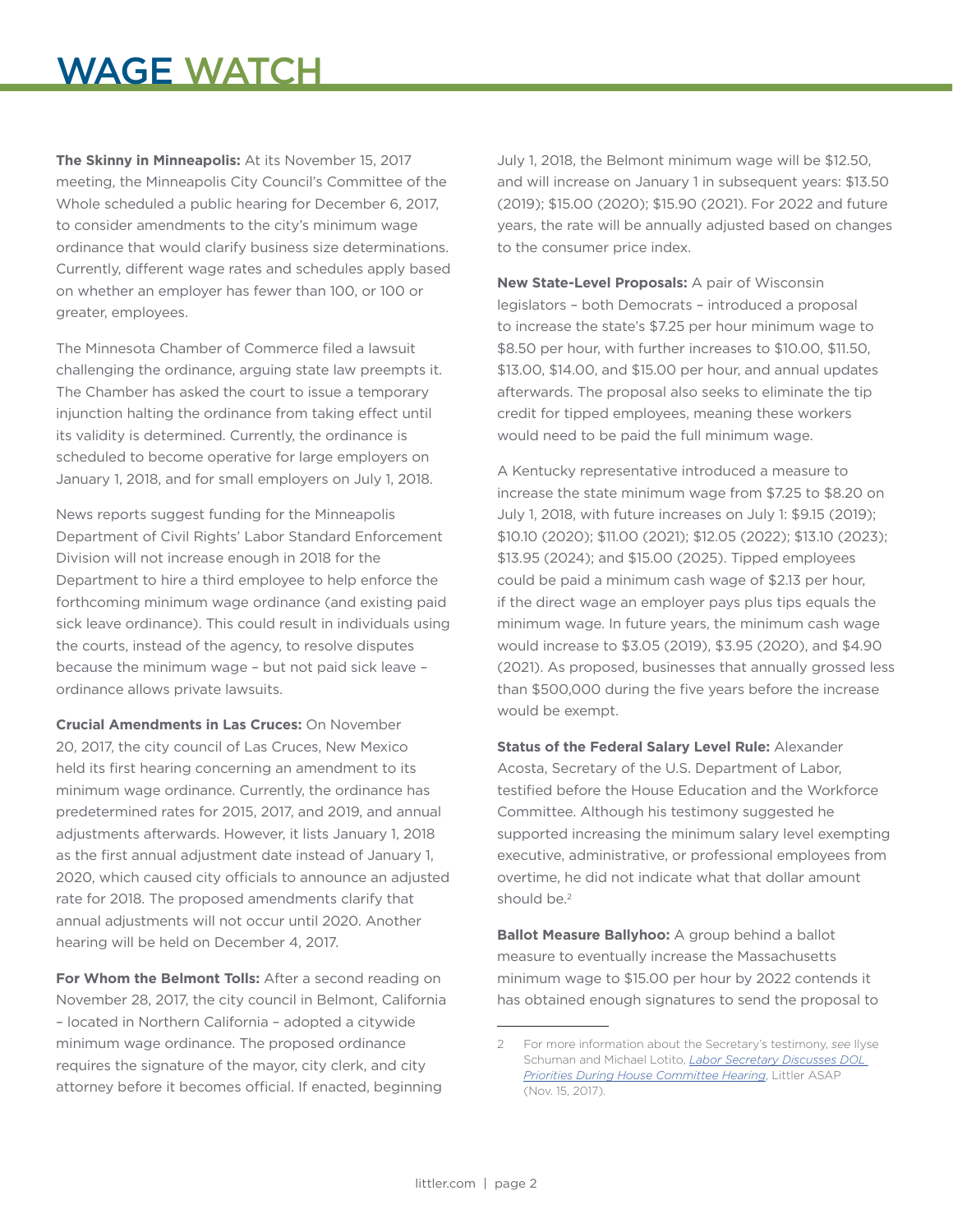**The Skinny in Minneapolis:** At its November 15, 2017 meeting, the Minneapolis City Council's Committee of the Whole scheduled a public hearing for December 6, 2017, to consider amendments to the city's minimum wage ordinance that would clarify business size determinations. Currently, different wage rates and schedules apply based on whether an employer has fewer than 100, or 100 or greater, employees.

The Minnesota Chamber of Commerce filed a lawsuit challenging the ordinance, arguing state law preempts it. The Chamber has asked the court to issue a temporary injunction halting the ordinance from taking effect until its validity is determined. Currently, the ordinance is scheduled to become operative for large employers on January 1, 2018, and for small employers on July 1, 2018.

News reports suggest funding for the Minneapolis Department of Civil Rights' Labor Standard Enforcement Division will not increase enough in 2018 for the Department to hire a third employee to help enforce the forthcoming minimum wage ordinance (and existing paid sick leave ordinance). This could result in individuals using the courts, instead of the agency, to resolve disputes because the minimum wage – but not paid sick leave – ordinance allows private lawsuits.

**Crucial Amendments in Las Cruces:** On November 20, 2017, the city council of Las Cruces, New Mexico held its first hearing concerning an amendment to its minimum wage ordinance. Currently, the ordinance has predetermined rates for 2015, 2017, and 2019, and annual adjustments afterwards. However, it lists January 1, 2018 as the first annual adjustment date instead of January 1, 2020, which caused city officials to announce an adjusted rate for 2018. The proposed amendments clarify that annual adjustments will not occur until 2020. Another hearing will be held on December 4, 2017.

**For Whom the Belmont Tolls:** After a second reading on November 28, 2017, the city council in Belmont, California – located in Northern California – adopted a citywide minimum wage ordinance. The proposed ordinance requires the signature of the mayor, city clerk, and city attorney before it becomes official. If enacted, beginning July 1, 2018, the Belmont minimum wage will be $12.50, and will increase on January 1 in subsequent years: $13.50 (2019); $15.00 (2020); $15.90 (2021). For 2022 and future years, the rate will be annually adjusted based on changes to the consumer price index.

**New State-Level Proposals:** A pair of Wisconsin legislators – both Democrats – introduced a proposal to increase the state's $7.25 per hour minimum wage to $8.50 per hour, with further increases to $10.00, $11.50, $13.00, $14.00, and $15.00 per hour, and annual updates afterwards. The proposal also seeks to eliminate the tip credit for tipped employees, meaning these workers would need to be paid the full minimum wage.

A Kentucky representative introduced a measure to increase the state minimum wage from $7.25 to $8.20 on July 1, 2018, with future increases on July 1: $9.15 (2019); $10.10 (2020); $11.00 (2021); $12.05 (2022); $13.10 (2023); $13.95 (2024); and $15.00 (2025). Tipped employees could be paid a minimum cash wage of $2.13 per hour, if the direct wage an employer pays plus tips equals the minimum wage. In future years, the minimum cash wage would increase to $3.05 (2019), $3.95 (2020), and $4.90 (2021). As proposed, businesses that annually grossed less than $500,000 during the five years before the increase would be exempt.

**Status of the Federal Salary Level Rule:** Alexander Acosta, Secretary of the U.S. Department of Labor, testified before the House Education and the Workforce Committee. Although his testimony suggested he supported increasing the minimum salary level exempting executive, administrative, or professional employees from overtime, he did not indicate what that dollar amount should be.[2]

**Ballot Measure Ballyhoo:** A group behind a ballot measure to eventually increase the Massachusetts minimum wage to $15.00 per hour by 2022 contends it has obtained enough signatures to send the proposal to

---

2 For more information about the Secretary's testimony, *see* Ilyse Schuman and Michael Lotito, *Labor Secretary Discusses DOL Priorities During House Committee Hearing*, Littler ASAP (Nov. 15, 2017).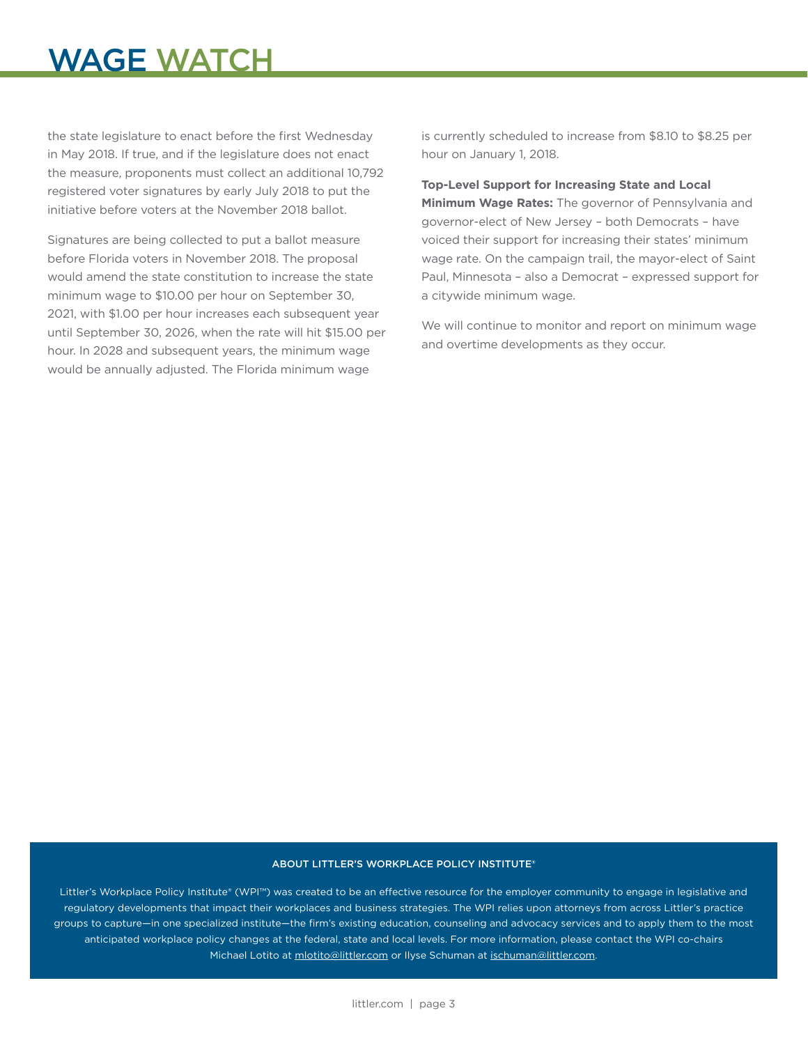the state legislature to enact before the first Wednesday in May 2018. If true, and if the legislature does not enact the measure, proponents must collect an additional 10,792 registered voter signatures by early July 2018 to put the initiative before voters at the November 2018 ballot.

Signatures are being collected to put a ballot measure before Florida voters in November 2018. The proposal would amend the state constitution to increase the state minimum wage to $10.00 per hour on September 30, 2021, with $1.00 per hour increases each subsequent year until September 30, 2026, when the rate will hit $15.00 per hour. In 2028 and subsequent years, the minimum wage would be annually adjusted. The Florida minimum wage is currently scheduled to increase from $8.10 to $8.25 per hour on January 1, 2018.

**Top-Level Support for Increasing State and Local Minimum Wage Rates:** The governor of Pennsylvania and governor-elect of New Jersey – both Democrats – have voiced their support for increasing their states' minimum wage rate. On the campaign trail, the mayor-elect of Saint Paul, Minnesota – also a Democrat – expressed support for a citywide minimum wage.

We will continue to monitor and report on minimum wage and overtime developments as they occur.

**ABOUT LITTLER'S WORKPLACE POLICY INSTITUTE®**

Littler's Workplace Policy Institute® (WPI™) was created to be an effective resource for the employer community to engage in legislative and regulatory developments that impact their workplaces and business strategies. The WPI relies upon attorneys from across Littler's practice groups to capture—in one specialized institute—the firm's existing education, counseling and advocacy services and to apply them to the most anticipated workplace policy changes at the federal, state and local levels. For more information, please contact the WPI co-chairs Michael Lotito at mlotito@littler.com or Ilyse Schuman at ischuman@littler.com.